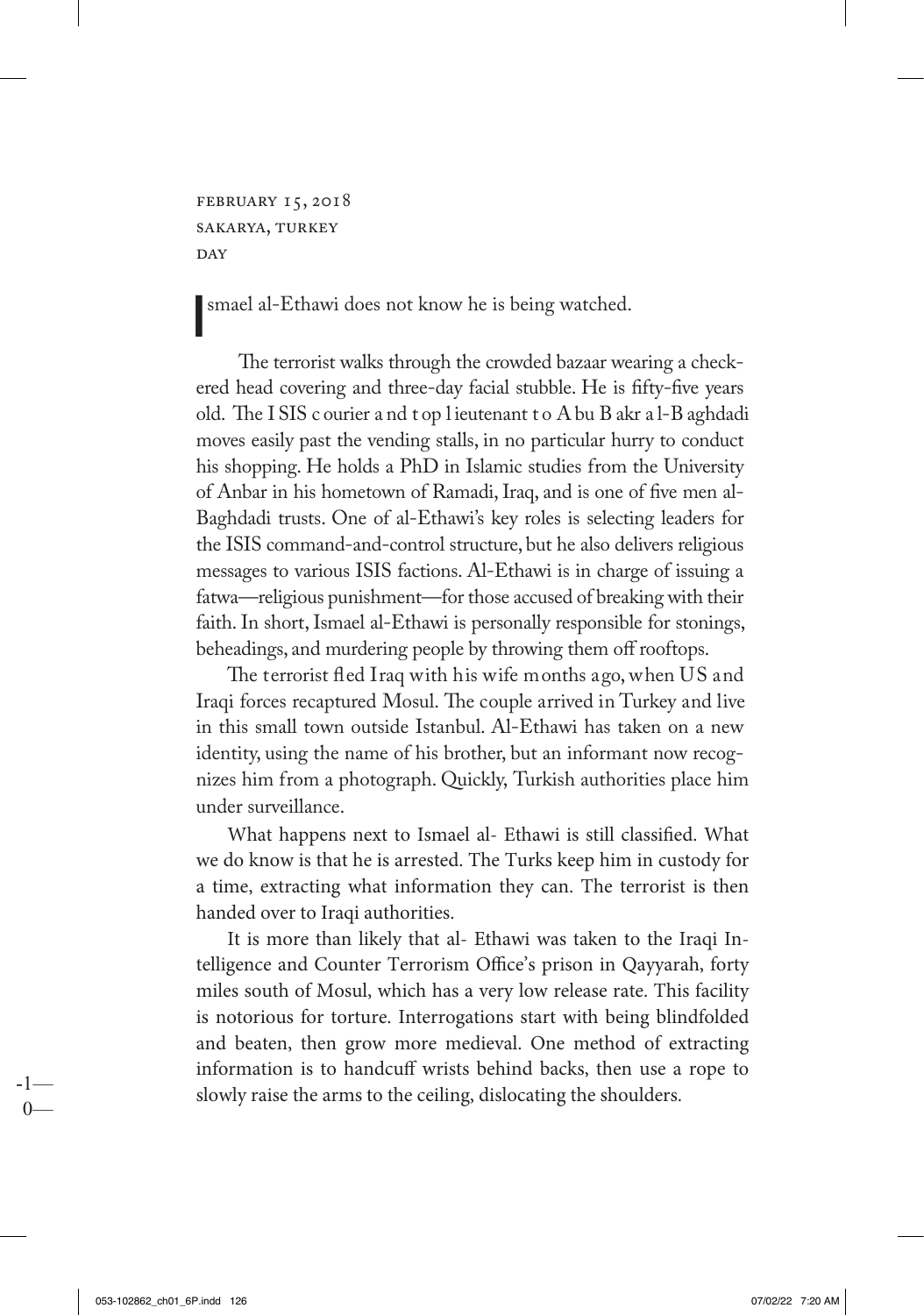FEBRUARY 15, 2018
SAKARYA, TURKEY
DAY

Ismael al-Ethawi does not know he is being watched.

The terrorist walks through the crowded bazaar wearing a checkered head covering and three-day facial stubble. He is fifty-five years old. The ISIS courier and top lieutenant to Abu Bakr al-Baghdadi moves easily past the vending stalls, in no particular hurry to conduct his shopping. He holds a PhD in Islamic studies from the University of Anbar in his hometown of Ramadi, Iraq, and is one of five men al-Baghdadi trusts. One of al-Ethawi's key roles is selecting leaders for the ISIS command-and-control structure, but he also delivers religious messages to various ISIS factions. Al-Ethawi is in charge of issuing a fatwa—religious punishment—for those accused of breaking with their faith. In short, Ismael al-Ethawi is personally responsible for stonings, beheadings, and murdering people by throwing them off rooftops.

The terrorist fled Iraq with his wife months ago, when US and Iraqi forces recaptured Mosul. The couple arrived in Turkey and live in this small town outside Istanbul. Al-Ethawi has taken on a new identity, using the name of his brother, but an informant now recognizes him from a photograph. Quickly, Turkish authorities place him under surveillance.

What happens next to Ismael al- Ethawi is still classified. What we do know is that he is arrested. The Turks keep him in custody for a time, extracting what information they can. The terrorist is then handed over to Iraqi authorities.

It is more than likely that al- Ethawi was taken to the Iraqi Intelligence and Counter Terrorism Office's prison in Qayyarah, forty miles south of Mosul, which has a very low release rate. This facility is notorious for torture. Interrogations start with being blindfolded and beaten, then grow more medieval. One method of extracting information is to handcuff wrists behind backs, then use a rope to slowly raise the arms to the ceiling, dislocating the shoulders.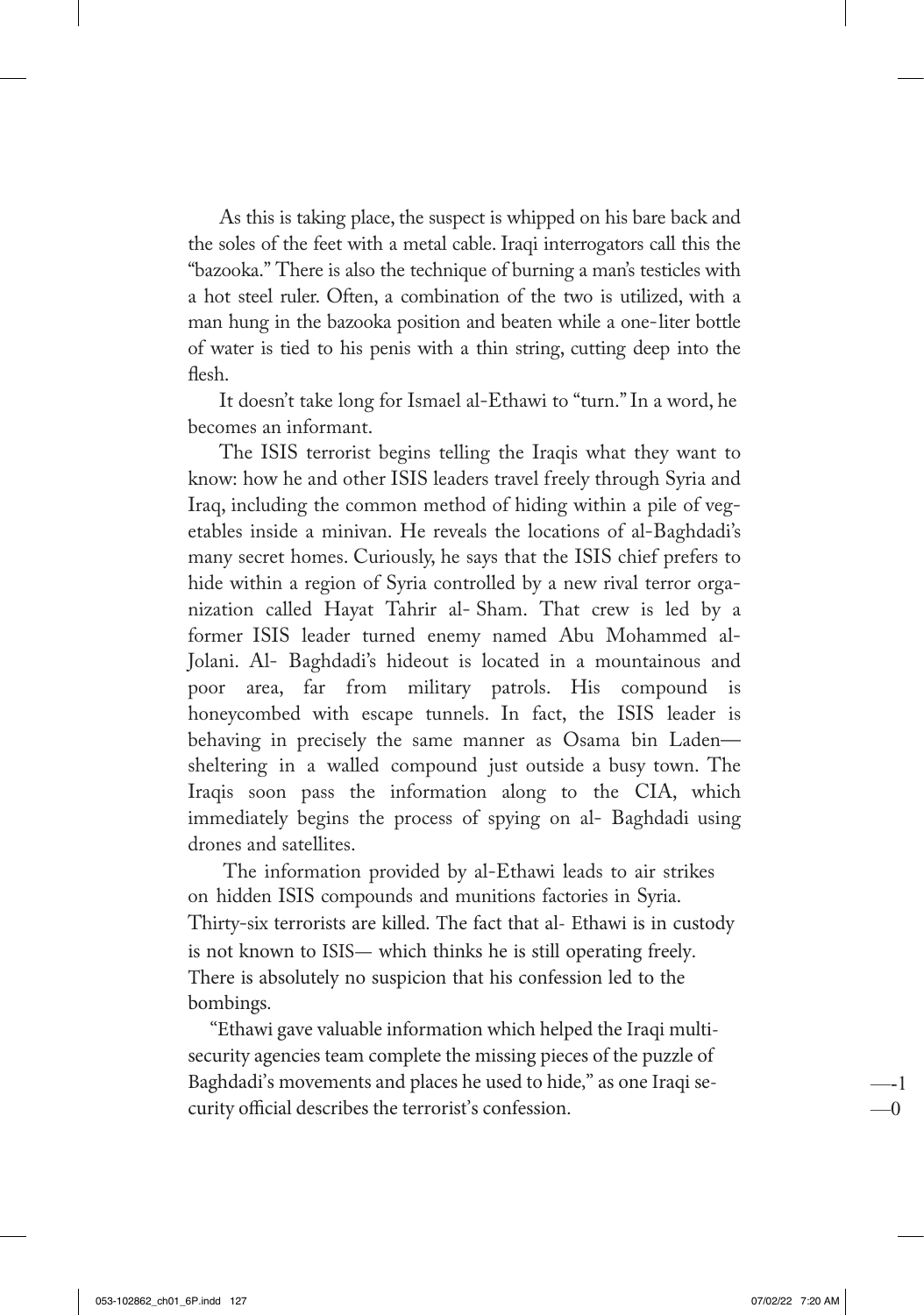As this is taking place, the suspect is whipped on his bare back and the soles of the feet with a metal cable. Iraqi interrogators call this the "bazooka." There is also the technique of burning a man's testicles with a hot steel ruler. Often, a combination of the two is utilized, with a man hung in the bazooka position and beaten while a one-liter bottle of water is tied to his penis with a thin string, cutting deep into the flesh.

It doesn't take long for Ismael al-Ethawi to "turn." In a word, he becomes an informant.

The ISIS terrorist begins telling the Iraqis what they want to know: how he and other ISIS leaders travel freely through Syria and Iraq, including the common method of hiding within a pile of vegetables inside a minivan. He reveals the locations of al-Baghdadi's many secret homes. Curiously, he says that the ISIS chief prefers to hide within a region of Syria controlled by a new rival terror organization called Hayat Tahrir al-Sham. That crew is led by a former ISIS leader turned enemy named Abu Mohammed al-Jolani. Al-Baghdadi's hideout is located in a mountainous and poor area, far from military patrols. His compound is honeycombed with escape tunnels. In fact, the ISIS leader is behaving in precisely the same manner as Osama bin Laden—sheltering in a walled compound just outside a busy town. The Iraqis soon pass the information along to the CIA, which immediately begins the process of spying on al-Baghdadi using drones and satellites.

The information provided by al-Ethawi leads to air strikes on hidden ISIS compounds and munitions factories in Syria. Thirty-six terrorists are killed. The fact that al-Ethawi is in custody is not known to ISIS—which thinks he is still operating freely. There is absolutely no suspicion that his confession led to the bombings.

"Ethawi gave valuable information which helped the Iraqi multi-security agencies team complete the missing pieces of the puzzle of Baghdadi's movements and places he used to hide," as one Iraqi security official describes the terrorist's confession.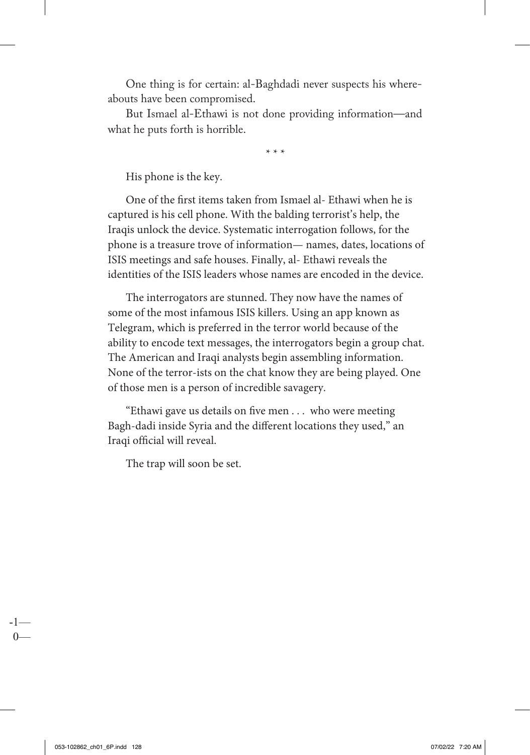One thing is for certain: al-Baghdadi never suspects his whereabouts have been compromised.

But Ismael al-Ethawi is not done providing information—and what he puts forth is horrible.

* * *

His phone is the key.

One of the first items taken from Ismael al- Ethawi when he is captured is his cell phone. With the balding terrorist's help, the Iraqis unlock the device. Systematic interrogation follows, for the phone is a treasure trove of information— names, dates, locations of ISIS meetings and safe houses. Finally, al- Ethawi reveals the identities of the ISIS leaders whose names are encoded in the device.

The interrogators are stunned. They now have the names of some of the most infamous ISIS killers. Using an app known as Telegram, which is preferred in the terror world because of the ability to encode text messages, the interrogators begin a group chat. The American and Iraqi analysts begin assembling information. None of the terror-ists on the chat know they are being played. One of those men is a person of incredible savagery.

"Ethawi gave us details on five men . . . who were meeting Bagh-dadi inside Syria and the different locations they used," an Iraqi official will reveal.

The trap will soon be set.